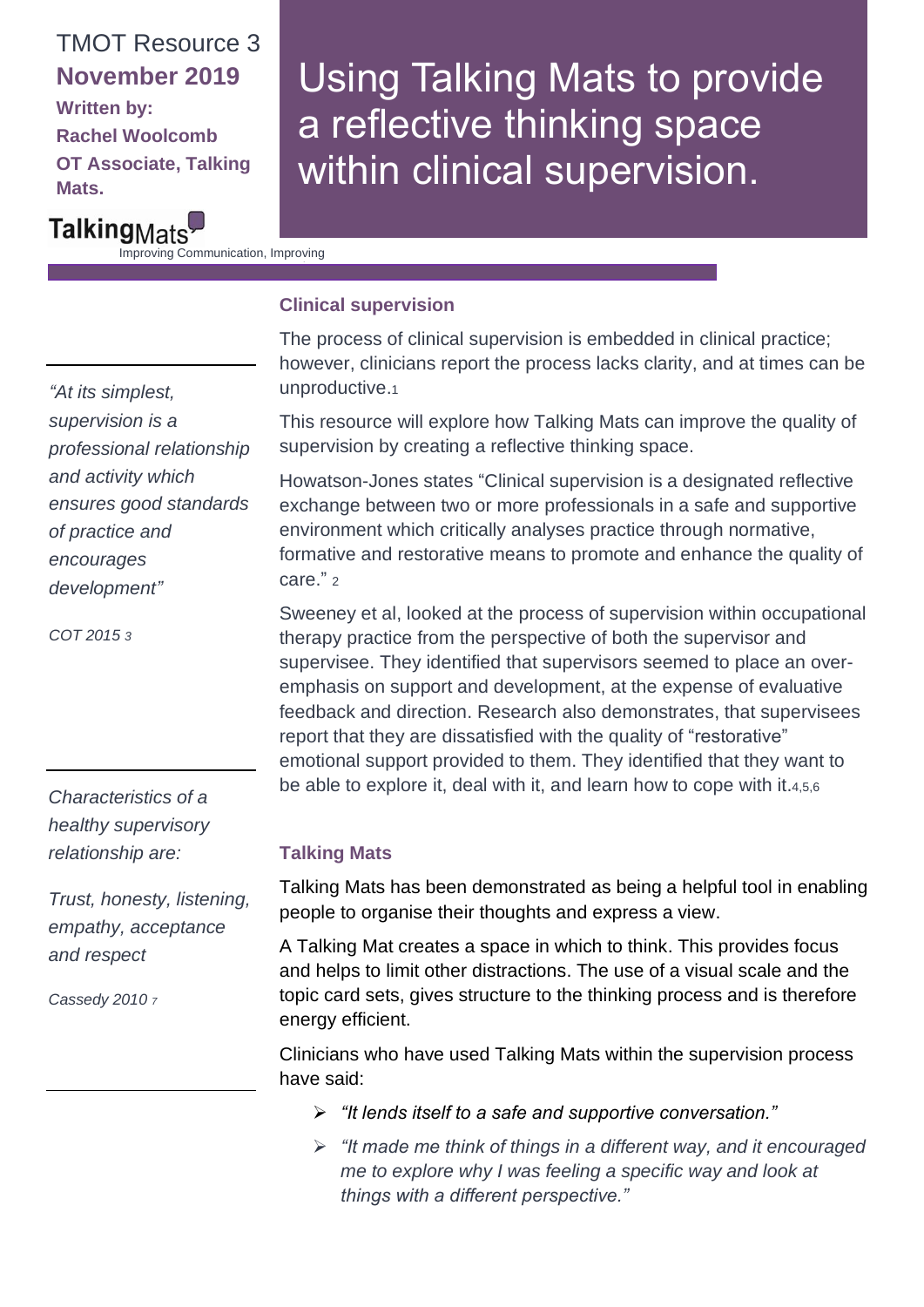TMOT Resource 3

**November 2019**

**Written by:**

**Rachel Woolcomb**

**OT Associate, Talking Mats.**

TalkingMats

Improving Communication, Improving

# Using Talking Mats to provide a reflective thinking space within clinical supervision.

## Clinical supervision

The process of clinical supervision is embedded in clinical practice; however, clinicians report the process lacks clarity, and at times can be unproductive.[1]

This resource will explore how Talking Mats can improve the quality of supervision by creating a reflective thinking space.

Howatson-Jones states "Clinical supervision is a designated reflective exchange between two or more professionals in a safe and supportive environment which critically analyses practice through normative, formative and restorative means to promote and enhance the quality of care." [2]

Sweeney et al, looked at the process of supervision within occupational therapy practice from the perspective of both the supervisor and supervisee. They identified that supervisors seemed to place an over-emphasis on support and development, at the expense of evaluative feedback and direction. Research also demonstrates, that supervisees report that they are dissatisfied with the quality of "restorative" emotional support provided to them. They identified that they want to be able to explore it, deal with it, and learn how to cope with it.[4,5,6]

*"At its simplest, supervision is a professional relationship and activity which ensures good standards of practice and encourages development"*

*COT 2015* [3]

*Characteristics of a healthy supervisory relationship are:*

*Trust, honesty, listening, empathy, acceptance and respect*

*Cassedy 2010* [7]

## Talking Mats

Talking Mats has been demonstrated as being a helpful tool in enabling people to organise their thoughts and express a view.

A Talking Mat creates a space in which to think. This provides focus and helps to limit other distractions. The use of a visual scale and the topic card sets, gives structure to the thinking process and is therefore energy efficient.

Clinicians who have used Talking Mats within the supervision process have said:

- *"It lends itself to a safe and supportive conversation."*
- *"It made me think of things in a different way, and it encouraged me to explore why I was feeling a specific way and look at things with a different perspective."*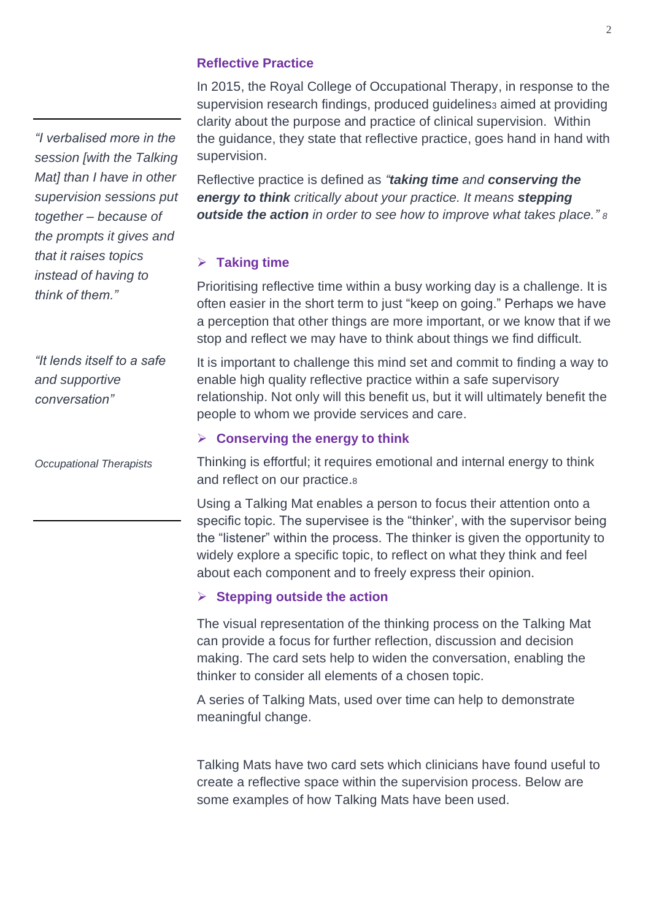## Reflective Practice

In 2015, the Royal College of Occupational Therapy, in response to the supervision research findings, produced guidelines[3] aimed at providing clarity about the purpose and practice of clinical supervision. Within the guidance, they state that reflective practice, goes hand in hand with supervision.

Reflective practice is defined as *"**taking time** and **conserving the energy to think** critically about your practice. It means **stepping outside the action** in order to see how to improve what takes place."* [8]

> *"I verbalised more in the session [with the Talking Mat] than I have in other supervision sessions put together – because of the prompts it gives and that it raises topics instead of having to think of them."*
>
> *"It lends itself to a safe and supportive conversation"*
>
> *Occupational Therapists*

### Taking time

Prioritising reflective time within a busy working day is a challenge. It is often easier in the short term to just "keep on going." Perhaps we have a perception that other things are more important, or we know that if we stop and reflect we may have to think about things we find difficult.

It is important to challenge this mind set and commit to finding a way to enable high quality reflective practice within a safe supervisory relationship. Not only will this benefit us, but it will ultimately benefit the people to whom we provide services and care.

### Conserving the energy to think

Thinking is effortful; it requires emotional and internal energy to think and reflect on our practice.[8]

Using a Talking Mat enables a person to focus their attention onto a specific topic. The supervisee is the "thinker', with the supervisor being the "listener" within the process. The thinker is given the opportunity to widely explore a specific topic, to reflect on what they think and feel about each component and to freely express their opinion.

### Stepping outside the action

The visual representation of the thinking process on the Talking Mat can provide a focus for further reflection, discussion and decision making. The card sets help to widen the conversation, enabling the thinker to consider all elements of a chosen topic.

A series of Talking Mats, used over time can help to demonstrate meaningful change.

Talking Mats have two card sets which clinicians have found useful to create a reflective space within the supervision process. Below are some examples of how Talking Mats have been used.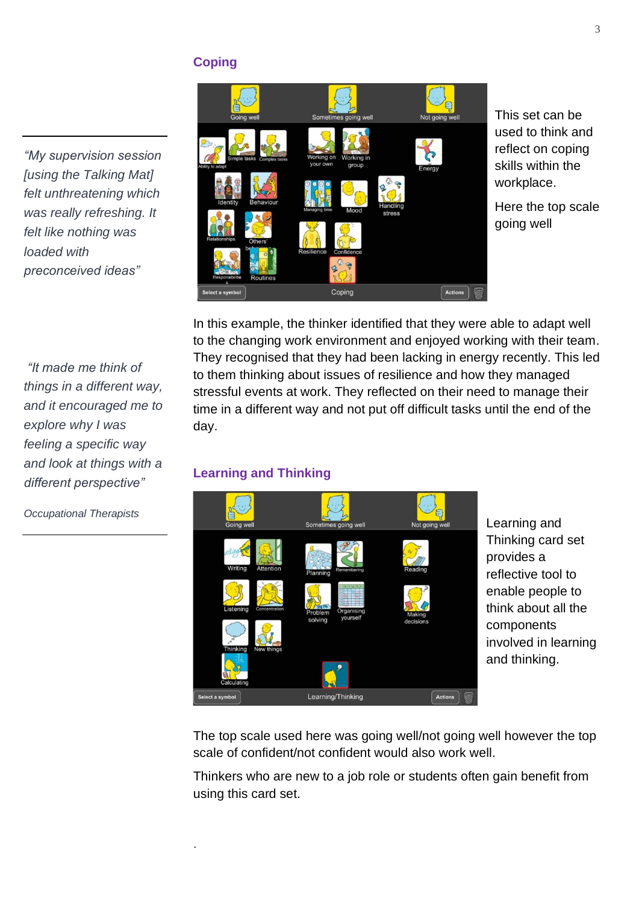## Coping

This set can be used to think and reflect on coping skills within the workplace.

Here the top scale going well

In this example, the thinker identified that they were able to adapt well to the changing work environment and enjoyed working with their team. They recognised that they had been lacking in energy recently. This led to them thinking about issues of resilience and how they managed stressful events at work. They reflected on their need to manage their time in a different way and not put off difficult tasks until the end of the day.

> *"My supervision session [using the Talking Mat] felt unthreatening which was really refreshing. It felt like nothing was loaded with preconceived ideas"*

> *"It made me think of things in a different way, and it encouraged me to explore why I was feeling a specific way and look at things with a different perspective"*
>
> *Occupational Therapists*

## Learning and Thinking

Learning and Thinking card set provides a reflective tool to enable people to think about all the components involved in learning and thinking.

The top scale used here was going well/not going well however the top scale of confident/not confident would also work well.

Thinkers who are new to a job role or students often gain benefit from using this card set.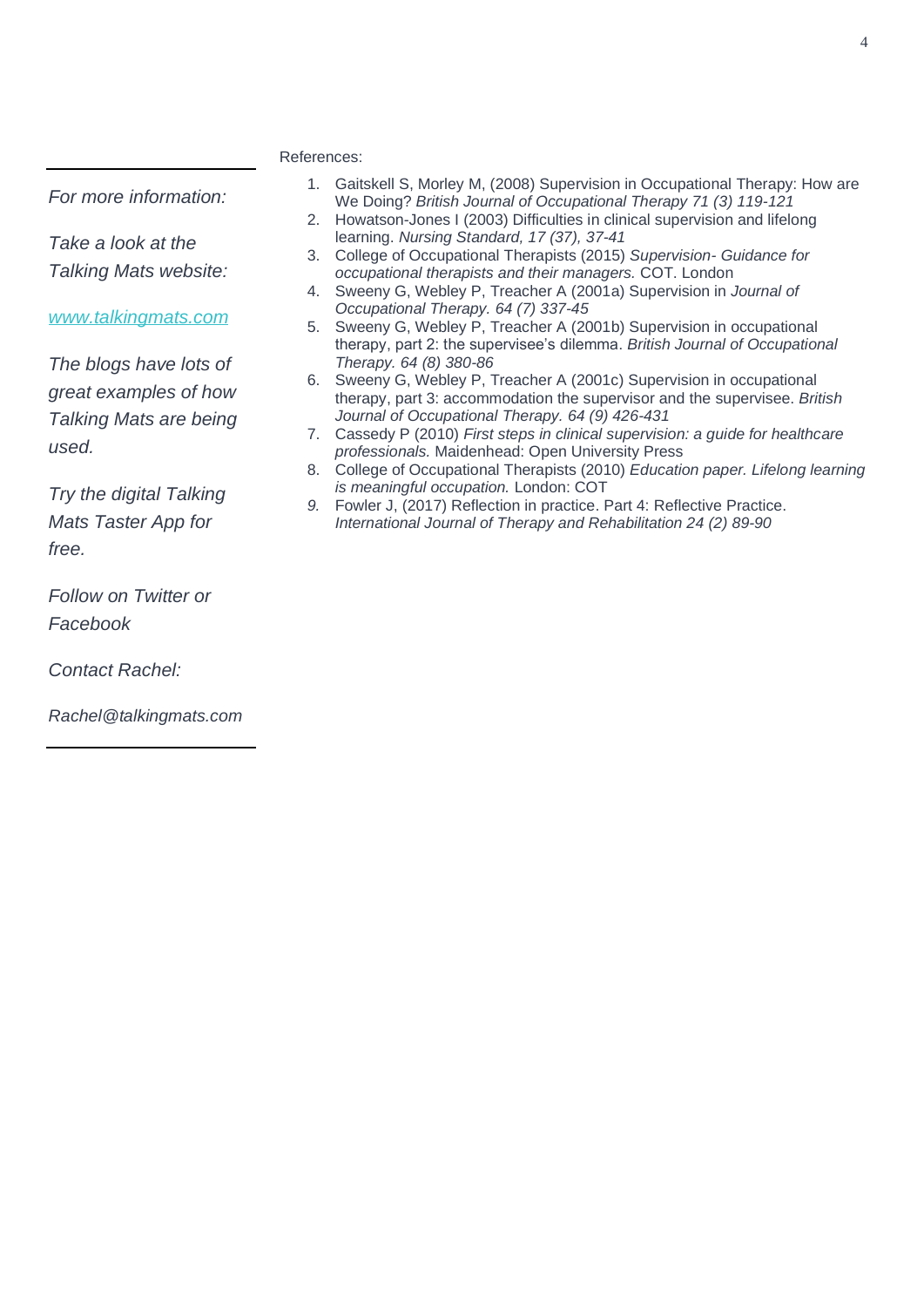*For more information:*

*Take a look at the Talking Mats website:*

*[www.talkingmats.com](http://www.talkingmats.com)*

*The blogs have lots of great examples of how Talking Mats are being used.*

*Try the digital Talking Mats Taster App for free.*

*Follow on Twitter or Facebook*

*Contact Rachel:*

*Rachel@talkingmats.com*

References:

1. Gaitskell S, Morley M, (2008) Supervision in Occupational Therapy: How are We Doing? *British Journal of Occupational Therapy 71 (3) 119-121*
2. Howatson-Jones I (2003) Difficulties in clinical supervision and lifelong learning. *Nursing Standard, 17 (37), 37-41*
3. College of Occupational Therapists (2015) *Supervision- Guidance for occupational therapists and their managers.* COT. London
4. Sweeny G, Webley P, Treacher A (2001a) Supervision in *Journal of Occupational Therapy. 64 (7) 337-45*
5. Sweeny G, Webley P, Treacher A (2001b) Supervision in occupational therapy, part 2: the supervisee's dilemma. *British Journal of Occupational Therapy. 64 (8) 380-86*
6. Sweeny G, Webley P, Treacher A (2001c) Supervision in occupational therapy, part 3: accommodation the supervisor and the supervisee. *British Journal of Occupational Therapy. 64 (9) 426-431*
7. Cassedy P (2010) *First steps in clinical supervision: a guide for healthcare professionals.* Maidenhead: Open University Press
8. College of Occupational Therapists (2010) *Education paper. Lifelong learning is meaningful occupation.* London: COT
9. Fowler J, (2017) Reflection in practice. Part 4: Reflective Practice. *International Journal of Therapy and Rehabilitation 24 (2) 89-90*